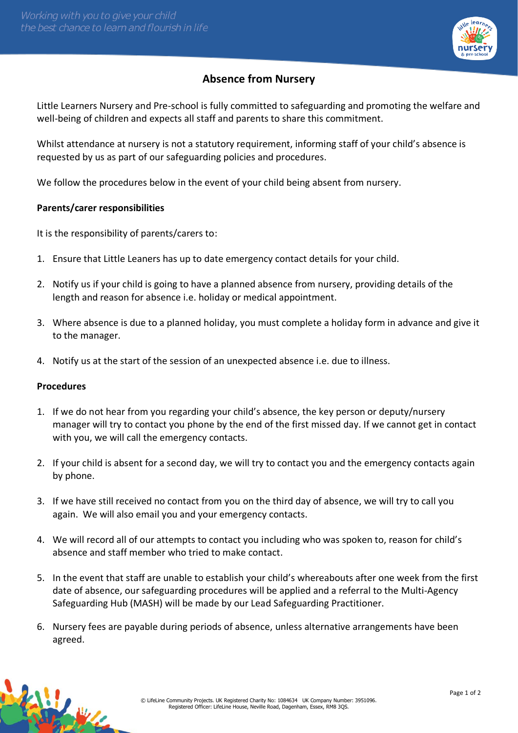# Absence from Nursery

Little Learners Nursery and Pre-school is fully committed to safeguarding and promoting the welfare and well-being of children and expects all staff and parents to share this commitment.

Whilst attendance at nursery is not a statutory requirement, informing staff of your child's absence is requested by us as part of our safeguarding policies and procedures.

We follow the procedures below in the event of your child being absent from nursery.

**Parents/carer responsibilities**

It is the responsibility of parents/carers to:

1. Ensure that Little Leaners has up to date emergency contact details for your child.
2. Notify us if your child is going to have a planned absence from nursery, providing details of the length and reason for absence i.e. holiday or medical appointment.
3. Where absence is due to a planned holiday, you must complete a holiday form in advance and give it to the manager.
4. Notify us at the start of the session of an unexpected absence i.e. due to illness.

**Procedures**

1. If we do not hear from you regarding your child's absence, the key person or deputy/nursery manager will try to contact you phone by the end of the first missed day. If we cannot get in contact with you, we will call the emergency contacts.
2. If your child is absent for a second day, we will try to contact you and the emergency contacts again by phone.
3. If we have still received no contact from you on the third day of absence, we will try to call you again. We will also email you and your emergency contacts.
4. We will record all of our attempts to contact you including who was spoken to, reason for child's absence and staff member who tried to make contact.
5. In the event that staff are unable to establish your child's whereabouts after one week from the first date of absence, our safeguarding procedures will be applied and a referral to the Multi-Agency Safeguarding Hub (MASH) will be made by our Lead Safeguarding Practitioner.
6. Nursery fees are payable during periods of absence, unless alternative arrangements have been agreed.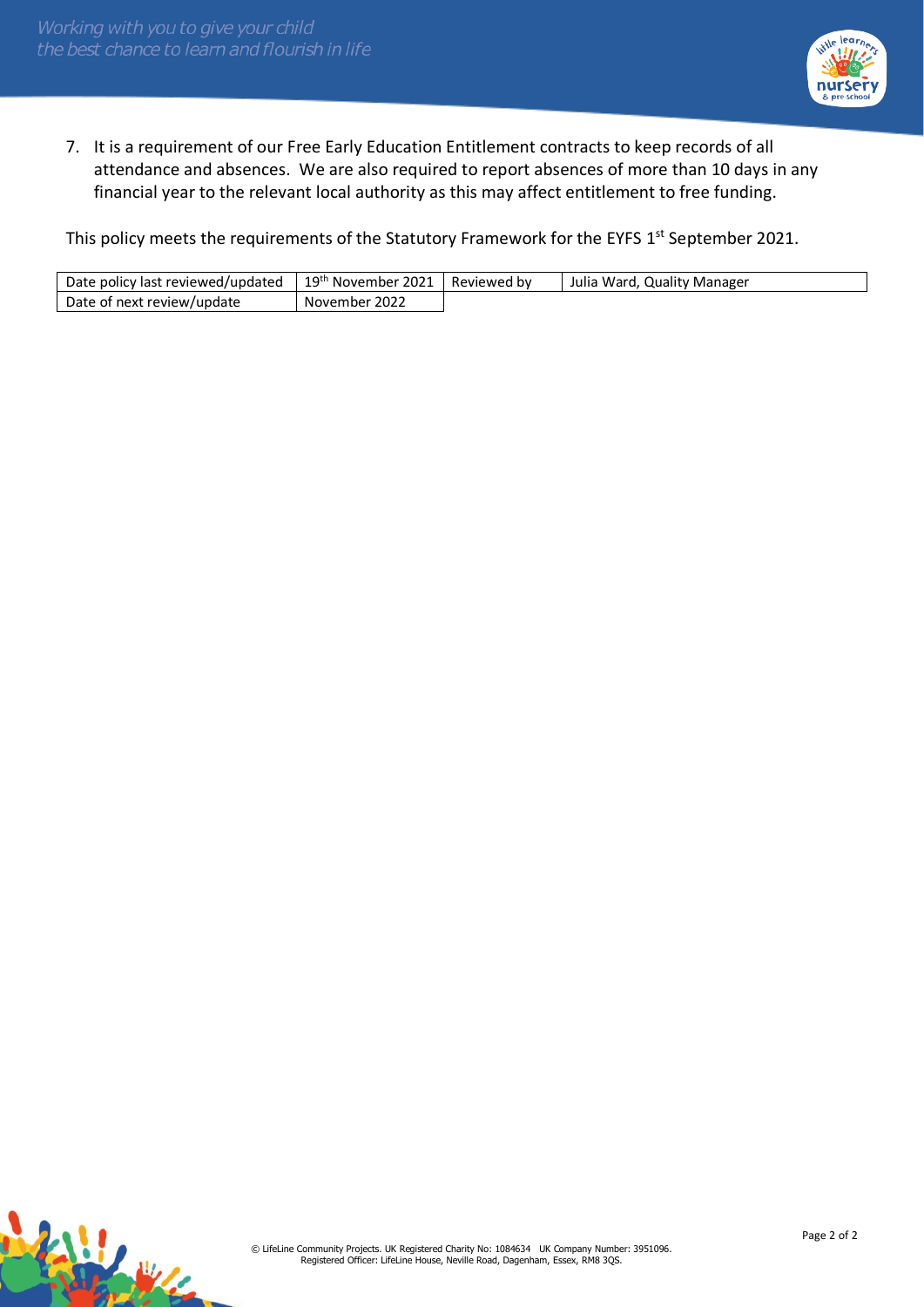7. It is a requirement of our Free Early Education Entitlement contracts to keep records of all attendance and absences. We are also required to report absences of more than 10 days in any financial year to the relevant local authority as this may affect entitlement to free funding.

This policy meets the requirements of the Statutory Framework for the EYFS 1st September 2021.

| | | | |
|---|---|---|---|
| Date policy last reviewed/updated | 19th November 2021 | Reviewed by | Julia Ward, Quality Manager |
| Date of next review/update | November 2022 | | |

© LifeLine Community Projects. UK Registered Charity No: 1084634 UK Company Number: 3951096.
Registered Officer: LifeLine House, Neville Road, Dagenham, Essex, RM8 3QS.